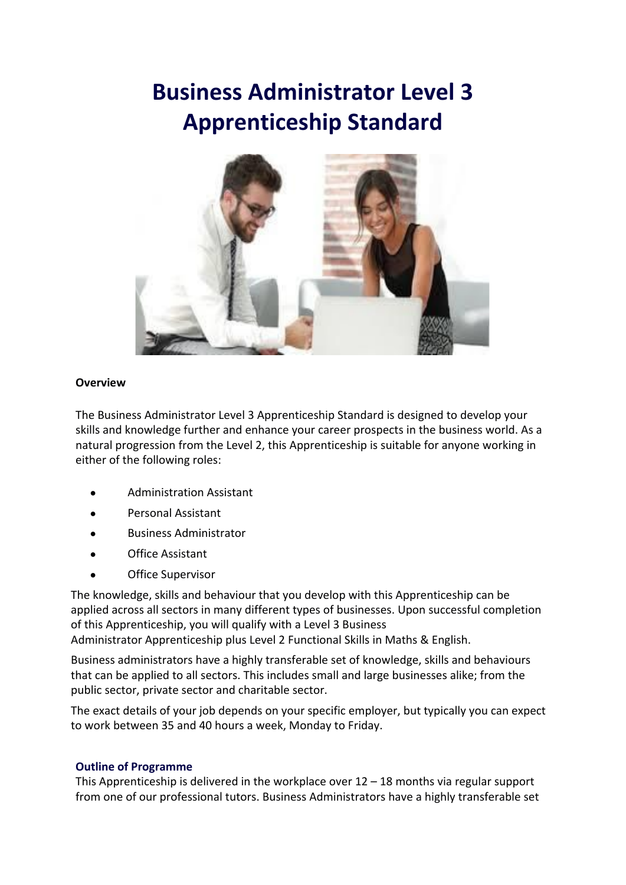# Business Administrator Level 3 Apprenticeship Standard

**Overview**

The Business Administrator Level 3 Apprenticeship Standard is designed to develop your skills and knowledge further and enhance your career prospects in the business world. As a natural progression from the Level 2, this Apprenticeship is suitable for anyone working in either of the following roles:

- Administration Assistant
- Personal Assistant
- Business Administrator
- Office Assistant
- Office Supervisor

The knowledge, skills and behaviour that you develop with this Apprenticeship can be applied across all sectors in many different types of businesses. Upon successful completion of this Apprenticeship, you will qualify with a Level 3 Business Administrator Apprenticeship plus Level 2 Functional Skills in Maths & English.

Business administrators have a highly transferable set of knowledge, skills and behaviours that can be applied to all sectors. This includes small and large businesses alike; from the public sector, private sector and charitable sector.

The exact details of your job depends on your specific employer, but typically you can expect to work between 35 and 40 hours a week, Monday to Friday.

## Outline of Programme

This Apprenticeship is delivered in the workplace over 12 – 18 months via regular support from one of our professional tutors. Business Administrators have a highly transferable set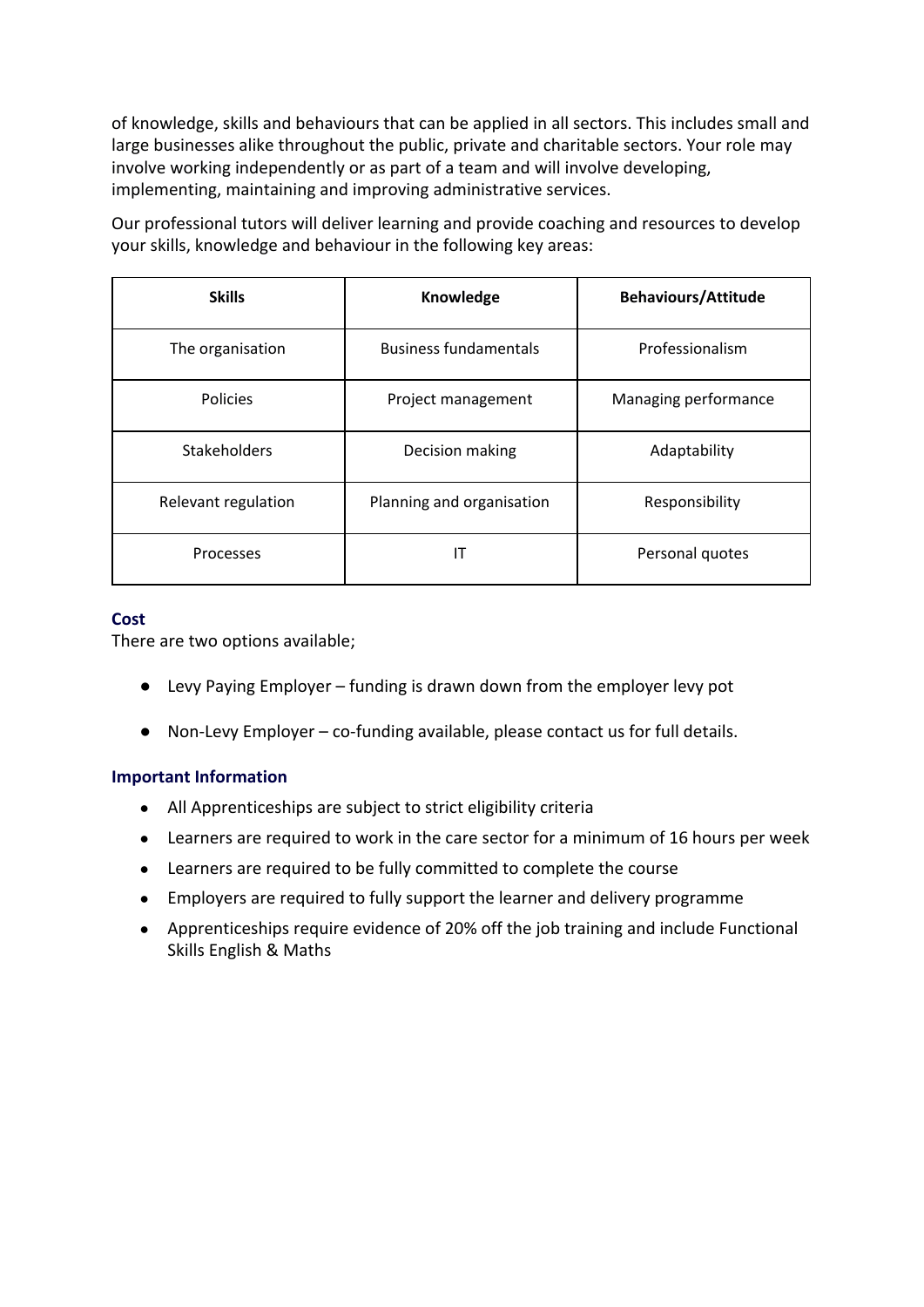of knowledge, skills and behaviours that can be applied in all sectors. This includes small and large businesses alike throughout the public, private and charitable sectors. Your role may involve working independently or as part of a team and will involve developing, implementing, maintaining and improving administrative services.

Our professional tutors will deliver learning and provide coaching and resources to develop your skills, knowledge and behaviour in the following key areas:

| Skills | Knowledge | Behaviours/Attitude |
|---|---|---|
| The organisation | Business fundamentals | Professionalism |
| Policies | Project management | Managing performance |
| Stakeholders | Decision making | Adaptability |
| Relevant regulation | Planning and organisation | Responsibility |
| Processes | IT | Personal quotes |

### Cost

There are two options available;

- Levy Paying Employer – funding is drawn down from the employer levy pot
- Non-Levy Employer – co-funding available, please contact us for full details.

### Important Information

- All Apprenticeships are subject to strict eligibility criteria
- Learners are required to work in the care sector for a minimum of 16 hours per week
- Learners are required to be fully committed to complete the course
- Employers are required to fully support the learner and delivery programme
- Apprenticeships require evidence of 20% off the job training and include Functional Skills English & Maths